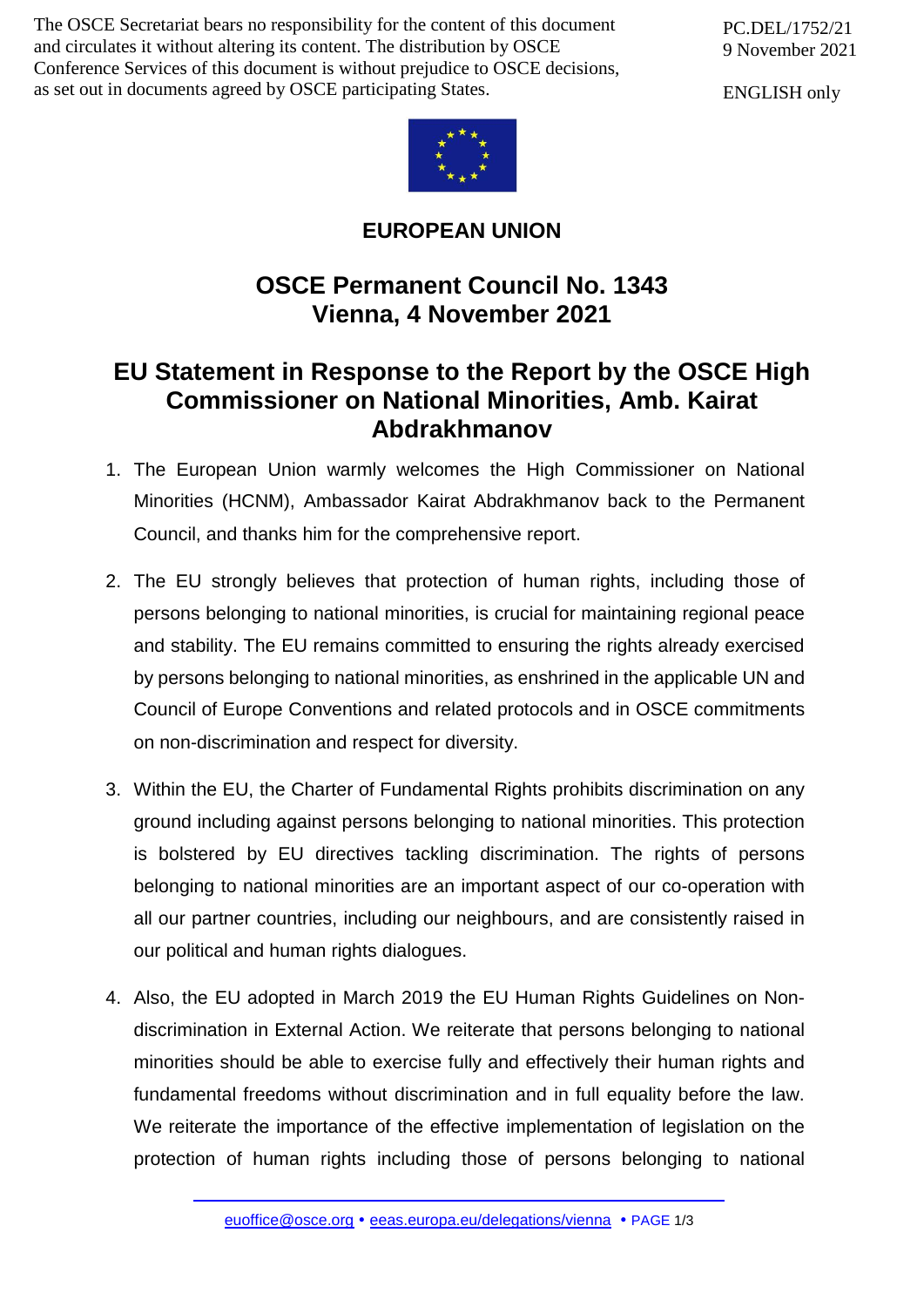The OSCE Secretariat bears no responsibility for the content of this document and circulates it without altering its content. The distribution by OSCE Conference Services of this document is without prejudice to OSCE decisions, as set out in documents agreed by OSCE participating States.

PC.DEL/1752/21
9 November 2021

ENGLISH only

**EUROPEAN UNION**

# OSCE Permanent Council No. 1343
# Vienna, 4 November 2021

## EU Statement in Response to the Report by the OSCE High Commissioner on National Minorities, Amb. Kairat Abdrakhmanov

1. The European Union warmly welcomes the High Commissioner on National Minorities (HCNM), Ambassador Kairat Abdrakhmanov back to the Permanent Council, and thanks him for the comprehensive report.

2. The EU strongly believes that protection of human rights, including those of persons belonging to national minorities, is crucial for maintaining regional peace and stability. The EU remains committed to ensuring the rights already exercised by persons belonging to national minorities, as enshrined in the applicable UN and Council of Europe Conventions and related protocols and in OSCE commitments on non-discrimination and respect for diversity.

3. Within the EU, the Charter of Fundamental Rights prohibits discrimination on any ground including against persons belonging to national minorities. This protection is bolstered by EU directives tackling discrimination. The rights of persons belonging to national minorities are an important aspect of our co-operation with all our partner countries, including our neighbours, and are consistently raised in our political and human rights dialogues.

4. Also, the EU adopted in March 2019 the EU Human Rights Guidelines on Non-discrimination in External Action. We reiterate that persons belonging to national minorities should be able to exercise fully and effectively their human rights and fundamental freedoms without discrimination and in full equality before the law. We reiterate the importance of the effective implementation of legislation on the protection of human rights including those of persons belonging to national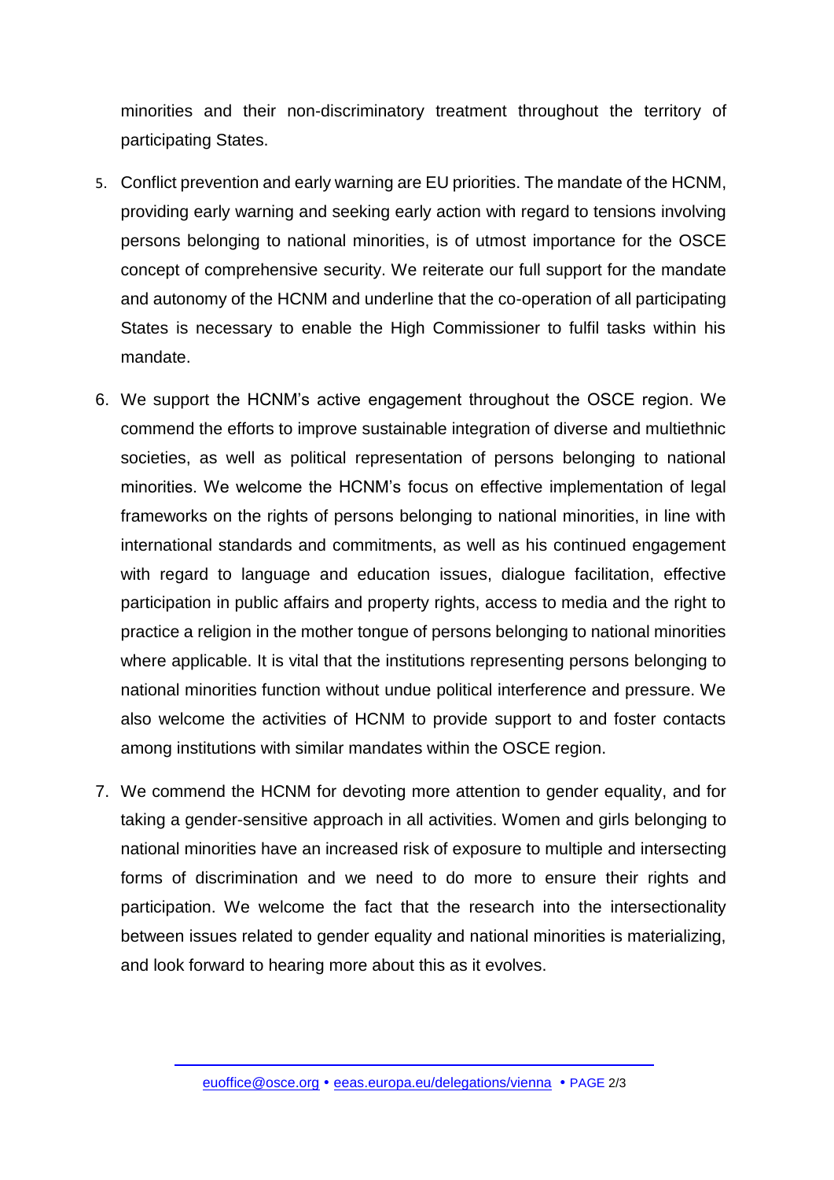minorities and their non-discriminatory treatment throughout the territory of participating States.

5. Conflict prevention and early warning are EU priorities. The mandate of the HCNM, providing early warning and seeking early action with regard to tensions involving persons belonging to national minorities, is of utmost importance for the OSCE concept of comprehensive security. We reiterate our full support for the mandate and autonomy of the HCNM and underline that the co-operation of all participating States is necessary to enable the High Commissioner to fulfil tasks within his mandate.

6. We support the HCNM's active engagement throughout the OSCE region. We commend the efforts to improve sustainable integration of diverse and multiethnic societies, as well as political representation of persons belonging to national minorities. We welcome the HCNM's focus on effective implementation of legal frameworks on the rights of persons belonging to national minorities, in line with international standards and commitments, as well as his continued engagement with regard to language and education issues, dialogue facilitation, effective participation in public affairs and property rights, access to media and the right to practice a religion in the mother tongue of persons belonging to national minorities where applicable. It is vital that the institutions representing persons belonging to national minorities function without undue political interference and pressure. We also welcome the activities of HCNM to provide support to and foster contacts among institutions with similar mandates within the OSCE region.

7. We commend the HCNM for devoting more attention to gender equality, and for taking a gender-sensitive approach in all activities. Women and girls belonging to national minorities have an increased risk of exposure to multiple and intersecting forms of discrimination and we need to do more to ensure their rights and participation. We welcome the fact that the research into the intersectionality between issues related to gender equality and national minorities is materializing, and look forward to hearing more about this as it evolves.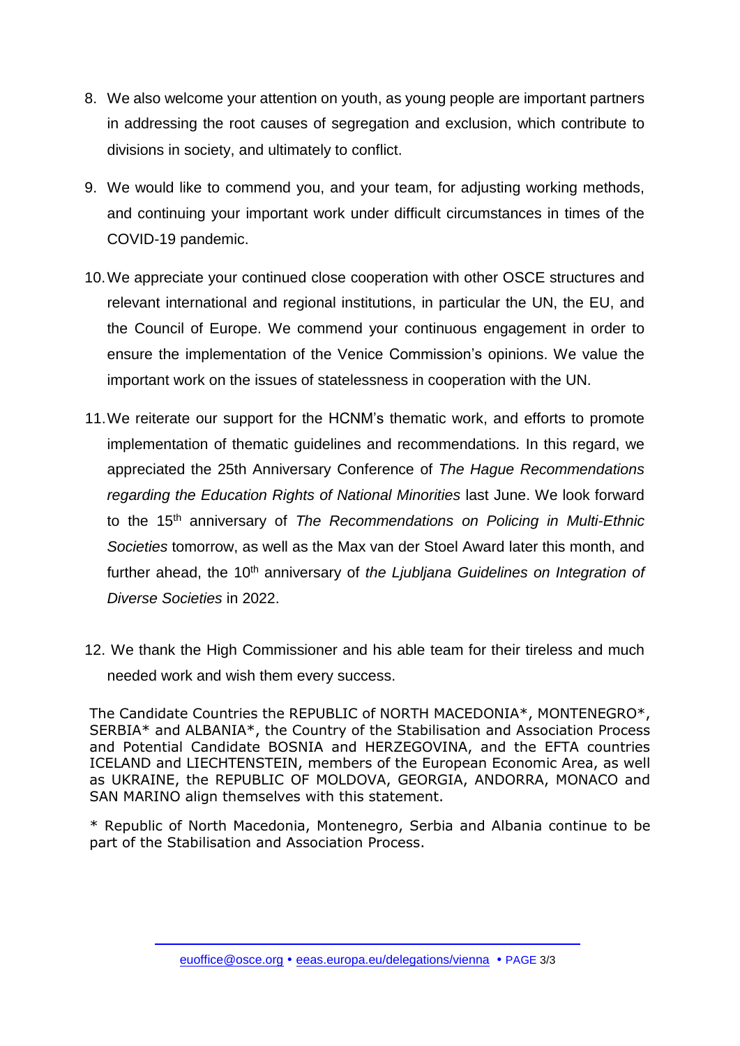8. We also welcome your attention on youth, as young people are important partners in addressing the root causes of segregation and exclusion, which contribute to divisions in society, and ultimately to conflict.

9. We would like to commend you, and your team, for adjusting working methods, and continuing your important work under difficult circumstances in times of the COVID-19 pandemic.

10. We appreciate your continued close cooperation with other OSCE structures and relevant international and regional institutions, in particular the UN, the EU, and the Council of Europe. We commend your continuous engagement in order to ensure the implementation of the Venice Commission's opinions. We value the important work on the issues of statelessness in cooperation with the UN.

11. We reiterate our support for the HCNM's thematic work, and efforts to promote implementation of thematic guidelines and recommendations. In this regard, we appreciated the 25th Anniversary Conference of *The Hague Recommendations regarding the Education Rights of National Minorities* last June. We look forward to the 15th anniversary of *The Recommendations on Policing in Multi-Ethnic Societies* tomorrow, as well as the Max van der Stoel Award later this month, and further ahead, the 10th anniversary of *the Ljubljana Guidelines on Integration of Diverse Societies* in 2022.

12. We thank the High Commissioner and his able team for their tireless and much needed work and wish them every success.

The Candidate Countries the REPUBLIC of NORTH MACEDONIA*, MONTENEGRO*, SERBIA* and ALBANIA*, the Country of the Stabilisation and Association Process and Potential Candidate BOSNIA and HERZEGOVINA, and the EFTA countries ICELAND and LIECHTENSTEIN, members of the European Economic Area, as well as UKRAINE, the REPUBLIC OF MOLDOVA, GEORGIA, ANDORRA, MONACO and SAN MARINO align themselves with this statement.

* Republic of North Macedonia, Montenegro, Serbia and Albania continue to be part of the Stabilisation and Association Process.

euoffice@osce.org • eeas.europa.eu/delegations/vienna